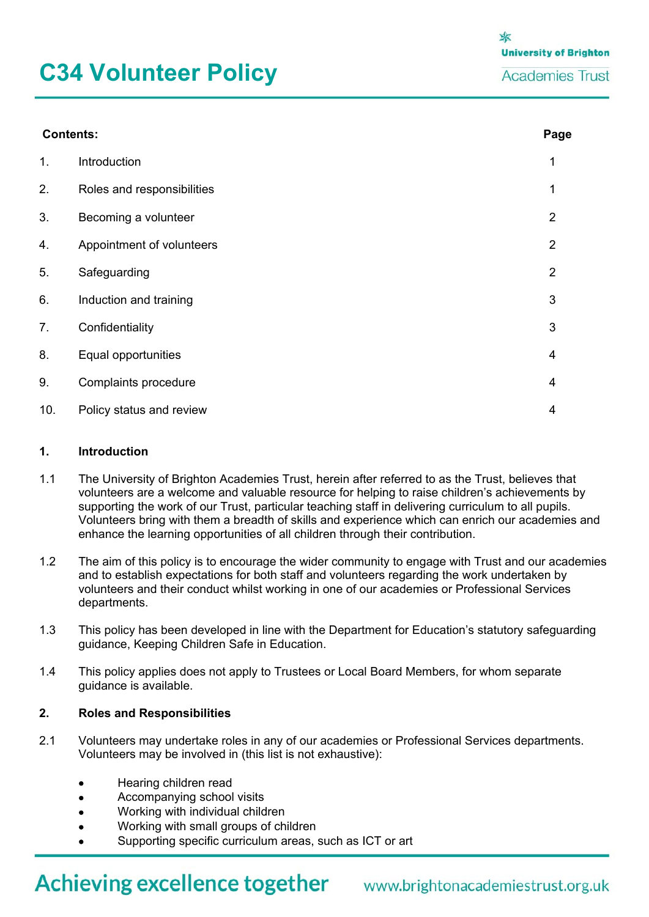# C34 Volunteer Policy

University of Brighton Academies Trust

| Contents: | | Page |
|---|---|---|
| 1. | Introduction | 1 |
| 2. | Roles and responsibilities | 1 |
| 3. | Becoming a volunteer | 2 |
| 4. | Appointment of volunteers | 2 |
| 5. | Safeguarding | 2 |
| 6. | Induction and training | 3 |
| 7. | Confidentiality | 3 |
| 8. | Equal opportunities | 4 |
| 9. | Complaints procedure | 4 |
| 10. | Policy status and review | 4 |

## 1. Introduction

1.1 The University of Brighton Academies Trust, herein after referred to as the Trust, believes that volunteers are a welcome and valuable resource for helping to raise children's achievements by supporting the work of our Trust, particular teaching staff in delivering curriculum to all pupils. Volunteers bring with them a breadth of skills and experience which can enrich our academies and enhance the learning opportunities of all children through their contribution.

1.2 The aim of this policy is to encourage the wider community to engage with Trust and our academies and to establish expectations for both staff and volunteers regarding the work undertaken by volunteers and their conduct whilst working in one of our academies or Professional Services departments.

1.3 This policy has been developed in line with the Department for Education's statutory safeguarding guidance, Keeping Children Safe in Education.

1.4 This policy applies does not apply to Trustees or Local Board Members, for whom separate guidance is available.

## 2. Roles and Responsibilities

2.1 Volunteers may undertake roles in any of our academies or Professional Services departments. Volunteers may be involved in (this list is not exhaustive):

- Hearing children read
- Accompanying school visits
- Working with individual children
- Working with small groups of children
- Supporting specific curriculum areas, such as ICT or art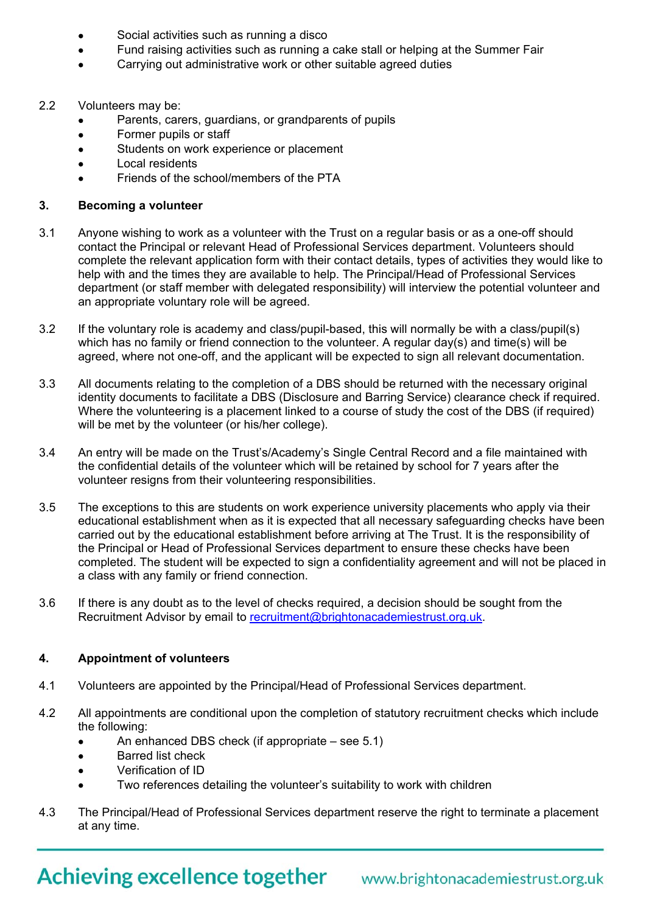- Social activities such as running a disco
- Fund raising activities such as running a cake stall or helping at the Summer Fair
- Carrying out administrative work or other suitable agreed duties

2.2 Volunteers may be:

- Parents, carers, guardians, or grandparents of pupils
- Former pupils or staff
- Students on work experience or placement
- Local residents
- Friends of the school/members of the PTA

## 3. Becoming a volunteer

3.1 Anyone wishing to work as a volunteer with the Trust on a regular basis or as a one-off should contact the Principal or relevant Head of Professional Services department. Volunteers should complete the relevant application form with their contact details, types of activities they would like to help with and the times they are available to help. The Principal/Head of Professional Services department (or staff member with delegated responsibility) will interview the potential volunteer and an appropriate voluntary role will be agreed.

3.2 If the voluntary role is academy and class/pupil-based, this will normally be with a class/pupil(s) which has no family or friend connection to the volunteer. A regular day(s) and time(s) will be agreed, where not one-off, and the applicant will be expected to sign all relevant documentation.

3.3 All documents relating to the completion of a DBS should be returned with the necessary original identity documents to facilitate a DBS (Disclosure and Barring Service) clearance check if required. Where the volunteering is a placement linked to a course of study the cost of the DBS (if required) will be met by the volunteer (or his/her college).

3.4 An entry will be made on the Trust's/Academy's Single Central Record and a file maintained with the confidential details of the volunteer which will be retained by school for 7 years after the volunteer resigns from their volunteering responsibilities.

3.5 The exceptions to this are students on work experience university placements who apply via their educational establishment when as it is expected that all necessary safeguarding checks have been carried out by the educational establishment before arriving at The Trust. It is the responsibility of the Principal or Head of Professional Services department to ensure these checks have been completed. The student will be expected to sign a confidentiality agreement and will not be placed in a class with any family or friend connection.

3.6 If there is any doubt as to the level of checks required, a decision should be sought from the Recruitment Advisor by email to recruitment@brightonacademiestrust.org.uk.

## 4. Appointment of volunteers

4.1 Volunteers are appointed by the Principal/Head of Professional Services department.

4.2 All appointments are conditional upon the completion of statutory recruitment checks which include the following:

- An enhanced DBS check (if appropriate – see 5.1)
- Barred list check
- Verification of ID
- Two references detailing the volunteer's suitability to work with children

4.3 The Principal/Head of Professional Services department reserve the right to terminate a placement at any time.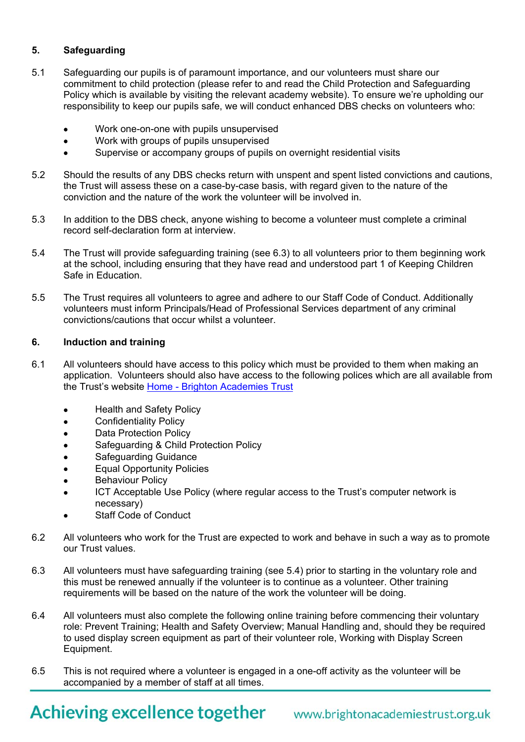## 5. Safeguarding

5.1 Safeguarding our pupils is of paramount importance, and our volunteers must share our commitment to child protection (please refer to and read the Child Protection and Safeguarding Policy which is available by visiting the relevant academy website). To ensure we're upholding our responsibility to keep our pupils safe, we will conduct enhanced DBS checks on volunteers who:

- Work one-on-one with pupils unsupervised
- Work with groups of pupils unsupervised
- Supervise or accompany groups of pupils on overnight residential visits

5.2 Should the results of any DBS checks return with unspent and spent listed convictions and cautions, the Trust will assess these on a case-by-case basis, with regard given to the nature of the conviction and the nature of the work the volunteer will be involved in.

5.3 In addition to the DBS check, anyone wishing to become a volunteer must complete a criminal record self-declaration form at interview.

5.4 The Trust will provide safeguarding training (see 6.3) to all volunteers prior to them beginning work at the school, including ensuring that they have read and understood part 1 of Keeping Children Safe in Education.

5.5 The Trust requires all volunteers to agree and adhere to our Staff Code of Conduct. Additionally volunteers must inform Principals/Head of Professional Services department of any criminal convictions/cautions that occur whilst a volunteer.

## 6. Induction and training

6.1 All volunteers should have access to this policy which must be provided to them when making an application. Volunteers should also have access to the following polices which are all available from the Trust's website [Home - Brighton Academies Trust]

- Health and Safety Policy
- Confidentiality Policy
- Data Protection Policy
- Safeguarding & Child Protection Policy
- Safeguarding Guidance
- Equal Opportunity Policies
- Behaviour Policy
- ICT Acceptable Use Policy (where regular access to the Trust's computer network is necessary)
- Staff Code of Conduct

6.2 All volunteers who work for the Trust are expected to work and behave in such a way as to promote our Trust values.

6.3 All volunteers must have safeguarding training (see 5.4) prior to starting in the voluntary role and this must be renewed annually if the volunteer is to continue as a volunteer. Other training requirements will be based on the nature of the work the volunteer will be doing.

6.4 All volunteers must also complete the following online training before commencing their voluntary role: Prevent Training; Health and Safety Overview; Manual Handling and, should they be required to used display screen equipment as part of their volunteer role, Working with Display Screen Equipment.

6.5 This is not required where a volunteer is engaged in a one-off activity as the volunteer will be accompanied by a member of staff at all times.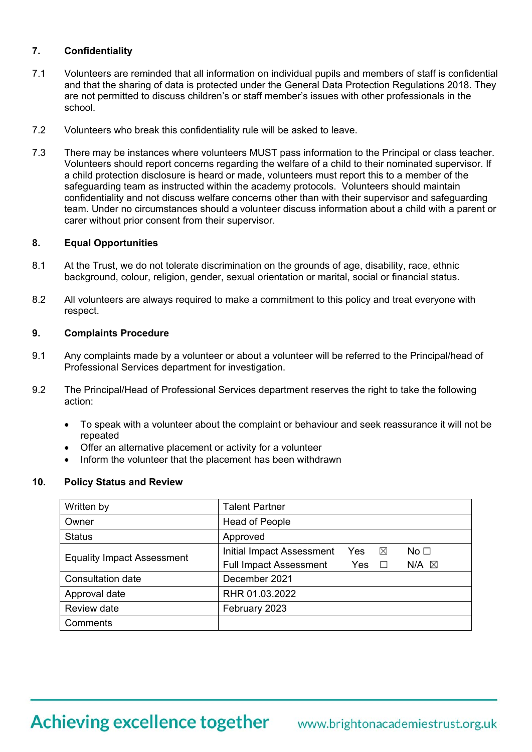## 7. Confidentiality

7.1 Volunteers are reminded that all information on individual pupils and members of staff is confidential and that the sharing of data is protected under the General Data Protection Regulations 2018. They are not permitted to discuss children's or staff member's issues with other professionals in the school.

7.2 Volunteers who break this confidentiality rule will be asked to leave.

7.3 There may be instances where volunteers MUST pass information to the Principal or class teacher. Volunteers should report concerns regarding the welfare of a child to their nominated supervisor. If a child protection disclosure is heard or made, volunteers must report this to a member of the safeguarding team as instructed within the academy protocols. Volunteers should maintain confidentiality and not discuss welfare concerns other than with their supervisor and safeguarding team. Under no circumstances should a volunteer discuss information about a child with a parent or carer without prior consent from their supervisor.

## 8. Equal Opportunities

8.1 At the Trust, we do not tolerate discrimination on the grounds of age, disability, race, ethnic background, colour, religion, gender, sexual orientation or marital, social or financial status.

8.2 All volunteers are always required to make a commitment to this policy and treat everyone with respect.

## 9. Complaints Procedure

9.1 Any complaints made by a volunteer or about a volunteer will be referred to the Principal/head of Professional Services department for investigation.

9.2 The Principal/Head of Professional Services department reserves the right to take the following action:

- To speak with a volunteer about the complaint or behaviour and seek reassurance it will not be repeated
- Offer an alternative placement or activity for a volunteer
- Inform the volunteer that the placement has been withdrawn

## 10. Policy Status and Review

| | |
|---|---|
| Written by | Talent Partner |
| Owner | Head of People |
| Status | Approved |
| Equality Impact Assessment | Initial Impact Assessment Yes ☒ No ☐<br>Full Impact Assessment Yes ☐ N/A ☒ |
| Consultation date | December 2021 |
| Approval date | RHR 01.03.2022 |
| Review date | February 2023 |
| Comments | |